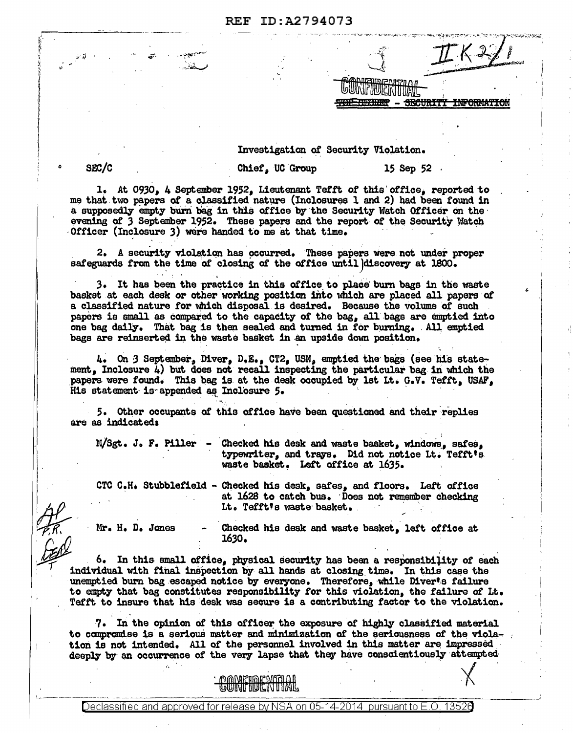REF ID:A2794073

IK 2/1

CONFIDENTIAL

~~TOP SECRET~~ - SECURITY INFORMATION

Investigation of Security Violation.

SEC/C Chief, UC Group 15 Sep 52

1. At 0930, 4 September 1952, Lieutenant Tefft of this office, reported to me that two papers of a classified nature (Inclosures 1 and 2) had been found in a supposedly empty burn bag in this office by the Security Watch Officer on the evening of 3 September 1952. These papers and the report of the Security Watch Officer (Inclosure 3) were handed to me at that time.

2. A security violation has occurred. These papers were not under proper safeguards from the time of closing of the office until discovery at 1800.

3. It has been the practice in this office to place burn bags in the waste basket at each desk or other working position into which are placed all papers of a classified nature for which disposal is desired. Because the volume of such papers is small as compared to the capacity of the bag, all bags are emptied into one bag daily. That bag is then sealed and turned in for burning. All emptied bags are reinserted in the waste basket in an upside down position.

4. On 3 September, Diver, D.E., CT2, USN, emptied the bags (see his statement, Inclosure 4) but does not recall inspecting the particular bag in which the papers were found. This bag is at the desk occupied by 1st Lt. G.V. Tefft, USAF, His statement is appended as Inclosure 5.

5. Other occupants of this office have been questioned and their replies are as indicated:

M/Sgt. J. F. Piller - Checked his desk and waste basket, windows, safes, typewriter, and trays. Did not notice Lt. Tefft's waste basket. Left office at 1635.

CTC C.H. Stubblefield - Checked his desk, safes, and floors. Left office at 1628 to catch bus. Does not remember checking Lt. Tefft's waste basket.

Mr. H. D. Jones - Checked his desk and waste basket, left office at 1630.

6. In this small office, physical security has been a responsibility of each individual with final inspection by all hands at closing time. In this case the unemptied burn bag escaped notice by everyone. Therefore, while Diver's failure to empty that bag constitutes responsibility for this violation, the failure of Lt. Tefft to insure that his desk was secure is a contributing factor to the violation.

7. In the opinion of this officer the exposure of highly classified material to compromise is a serious matter and minimization of the seriousness of the violation is not intended. All of the personnel involved in this matter are impressed deeply by an occurrence of the very lapse that they have conscientiously attempted

CONFIDENTIAL

Declassified and approved for release by NSA on 05-14-2014 pursuant to E.O. 13526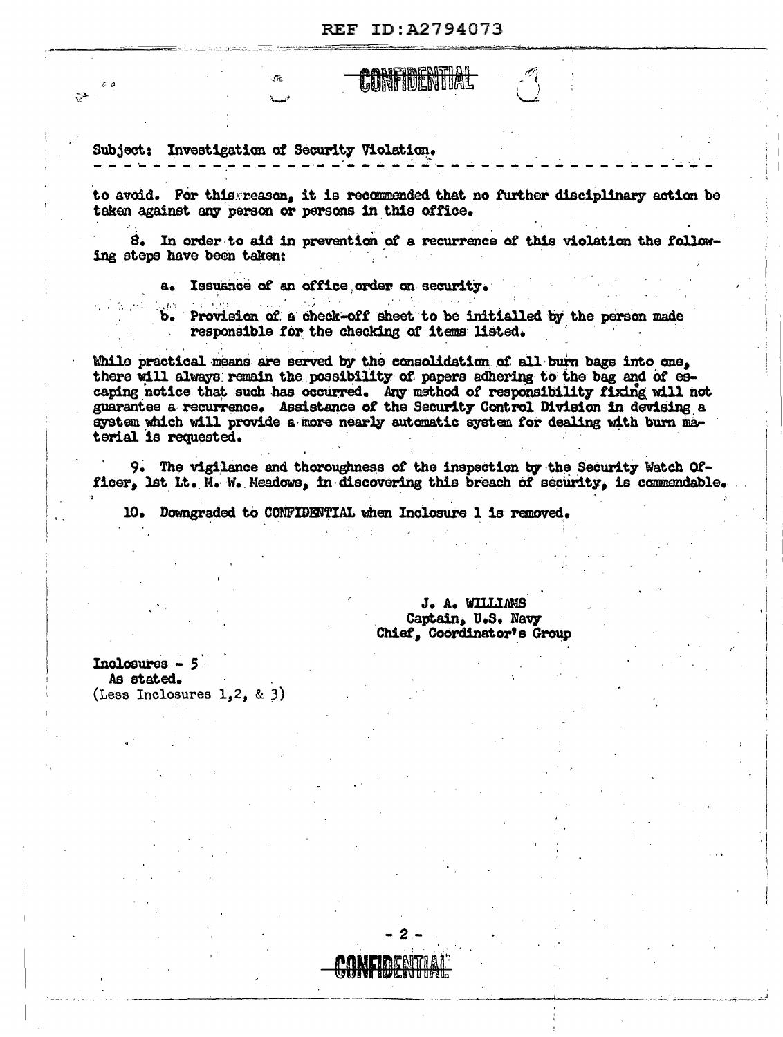CONFIDENTIAL

Subject: Investigation of Security Violation.

to avoid. For this reason, it is recommended that no further disciplinary action be taken against any person or persons in this office.

8. In order to aid in prevention of a recurrence of this violation the following steps have been taken:

a. Issuance of an office order on security.

b. Provision of a check-off sheet to be initialled by the person made responsible for the checking of items listed.

While practical means are served by the consolidation of all burn bags into one, there will always remain the possibility of papers adhering to the bag and of escaping notice that such has occurred. Any method of responsibility fixing will not guarantee a recurrence. Assistance of the Security Control Division in devising a system which will provide a more nearly automatic system for dealing with burn material is requested.

9. The vigilance and thoroughness of the inspection by the Security Watch Officer, 1st Lt. M. W. Meadows, in discovering this breach of security, is commendable.

10. Downgraded to CONFIDENTIAL when Inclosure 1 is removed.

J. A. WILLIAMS
Captain, U.S. Navy
Chief, Coordinator's Group

Inclosures - 5
As stated.
(Less Inclosures 1,2, & 3)

CONFIDENTIAL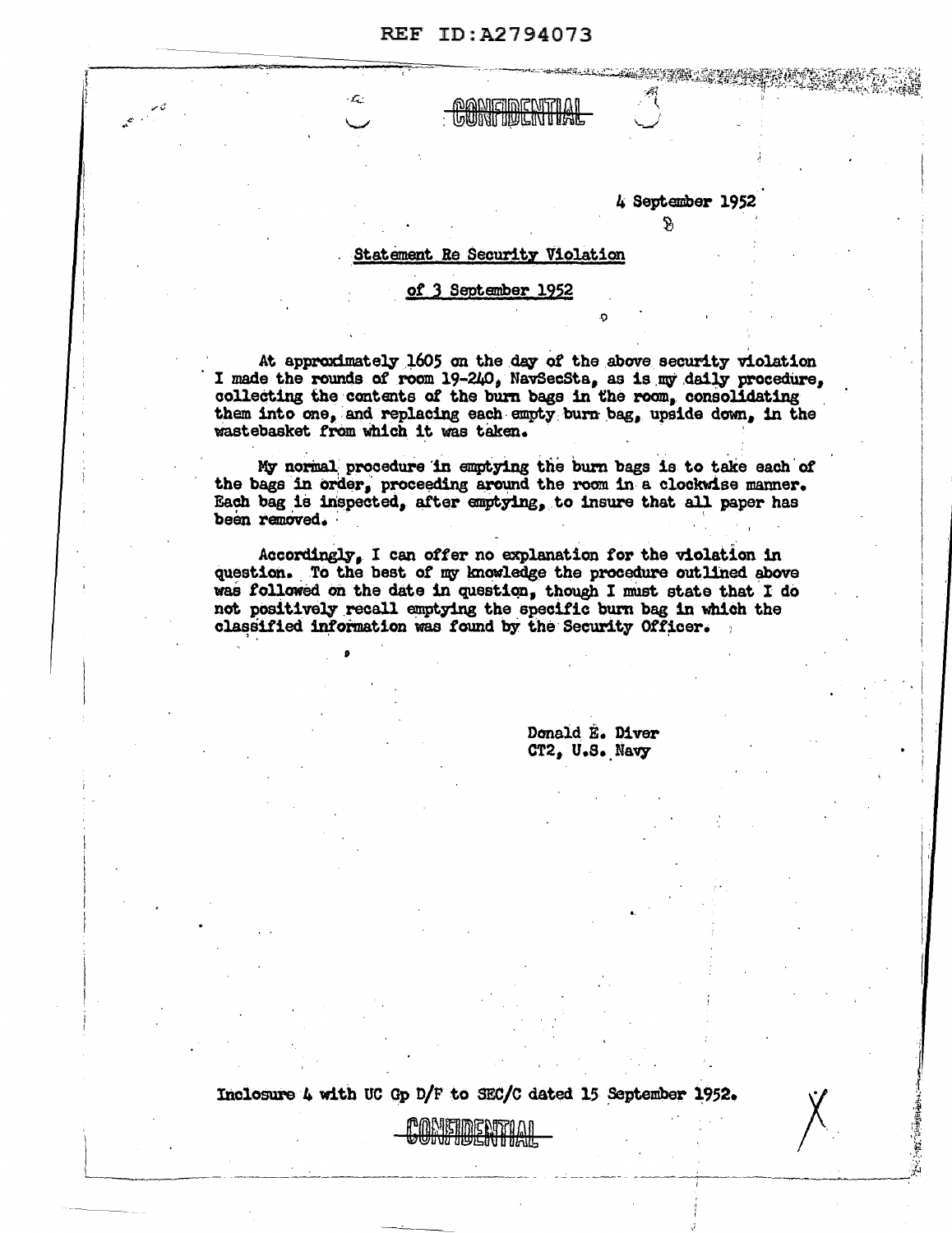CONFIDENTIAL

4 September 1952

Statement Re Security Violation

of 3 September 1952

At approximately 1605 on the day of the above security violation I made the rounds of room 19-240, NavSecSta, as is my daily procedure, collecting the contents of the burn bags in the room, consolidating them into one, and replacing each empty burn bag, upside down, in the wastebasket from which it was taken.

My normal procedure in emptying the burn bags is to take each of the bags in order, proceeding around the room in a clockwise manner. Each bag is inspected, after emptying, to insure that all paper has been removed.

Accordingly, I can offer no explanation for the violation in question. To the best of my knowledge the procedure outlined above was followed on the date in question, though I must state that I do not positively recall emptying the specific burn bag in which the classified information was found by the Security Officer.

Donald E. Diver
CT2, U.S. Navy

Inclosure 4 with UC Gp D/F to SEC/C dated 15 September 1952.

CONFIDENTIAL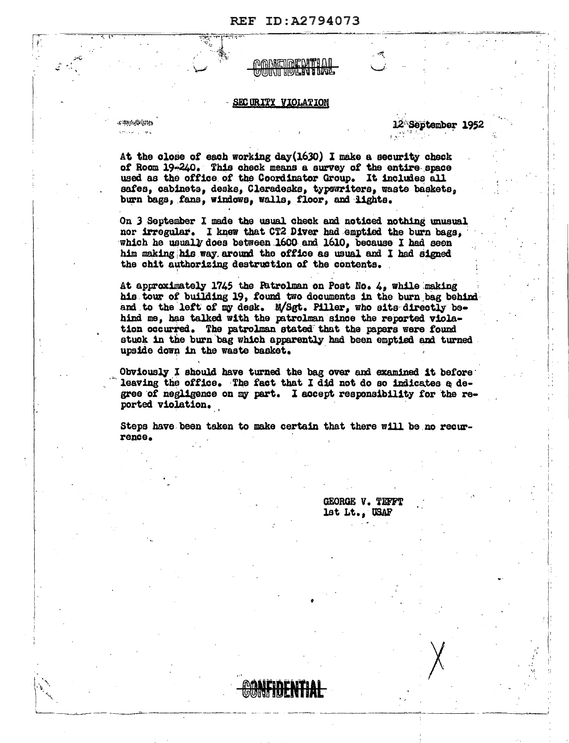REF ID:A2794073

CONFIDENTIAL

SECURITY VIOLATION

12 September 1952

At the close of each working day(1630) I make a security check of Room 19-240. This check means a survey of the entire space used as the office of the Coordinator Group. It includes all safes, cabinets, desks, Cleradesks, typewriters, waste baskets, burn bags, fans, windows, walls, floor, and lights.

On 3 September I made the usual check and noticed nothing unusual nor irregular. I knew that CT2 Diver had emptied the burn bags, which he usually does between 1600 and 1610, because I had seen him making his way around the office as usual and I had signed the chit authorizing destruction of the contents.

At approximately 1745 the Patrolman on Post No. 4, while making his tour of building 19, found two documents in the burn bag behind and to the left of my desk. M/Sgt. Piller, who sits directly behind me, has talked with the patrolman since the reported violation occurred. The patrolman stated that the papers were found stuck in the burn bag which apparently had been emptied and turned upside down in the waste basket.

Obviously I should have turned the bag over and examined it before leaving the office. The fact that I did not do so indicates a degree of negligence on my part. I accept responsibility for the reported violation.

Steps have been taken to make certain that there will be no recurrence.

GEORGE V. TEFFT
1st Lt., USAF

CONFIDENTIAL